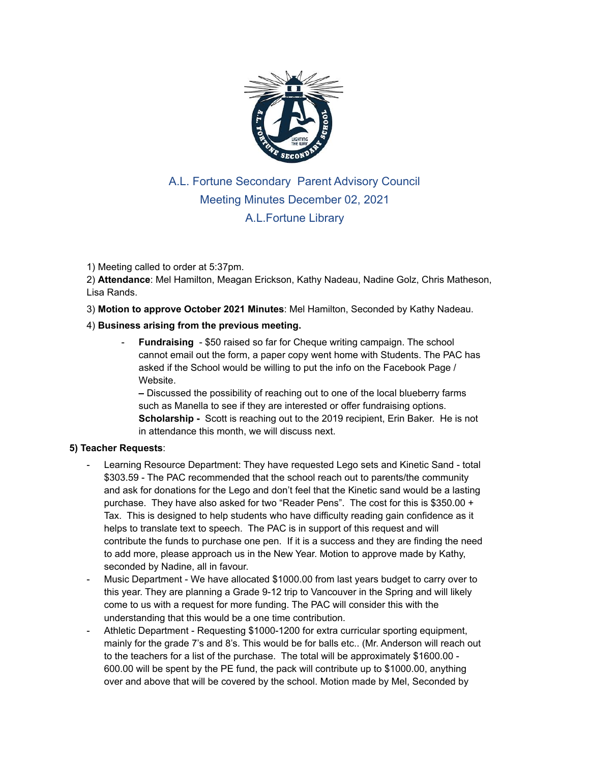# A.L. Fortune Secondary Parent Advisory Council
## Meeting Minutes December 02, 2021
## A.L.Fortune Library

1) Meeting called to order at 5:37pm.

2) **Attendance**: Mel Hamilton, Meagan Erickson, Kathy Nadeau, Nadine Golz, Chris Matheson, Lisa Rands.

3) **Motion to approve October 2021 Minutes**: Mel Hamilton, Seconded by Kathy Nadeau.

4) **Business arising from the previous meeting.**

- **Fundraising** - $50 raised so far for Cheque writing campaign. The school cannot email out the form, a paper copy went home with Students. The PAC has asked if the School would be willing to put the info on the Facebook Page / Website.

  – Discussed the possibility of reaching out to one of the local blueberry farms such as Manella to see if they are interested or offer fundraising options.

  **Scholarship -** Scott is reaching out to the 2019 recipient, Erin Baker. He is not in attendance this month, we will discuss next.

**5) Teacher Requests**:

- Learning Resource Department: They have requested Lego sets and Kinetic Sand - total $303.59 - The PAC recommended that the school reach out to parents/the community and ask for donations for the Lego and don't feel that the Kinetic sand would be a lasting purchase. They have also asked for two "Reader Pens". The cost for this is $350.00 + Tax. This is designed to help students who have difficulty reading gain confidence as it helps to translate text to speech. The PAC is in support of this request and will contribute the funds to purchase one pen. If it is a success and they are finding the need to add more, please approach us in the New Year. Motion to approve made by Kathy, seconded by Nadine, all in favour.
- Music Department - We have allocated $1000.00 from last years budget to carry over to this year. They are planning a Grade 9-12 trip to Vancouver in the Spring and will likely come to us with a request for more funding. The PAC will consider this with the understanding that this would be a one time contribution.
- Athletic Department - Requesting $1000-1200 for extra curricular sporting equipment, mainly for the grade 7's and 8's. This would be for balls etc.. (Mr. Anderson will reach out to the teachers for a list of the purchase. The total will be approximately $1600.00 - 600.00 will be spent by the PE fund, the pack will contribute up to $1000.00, anything over and above that will be covered by the school. Motion made by Mel, Seconded by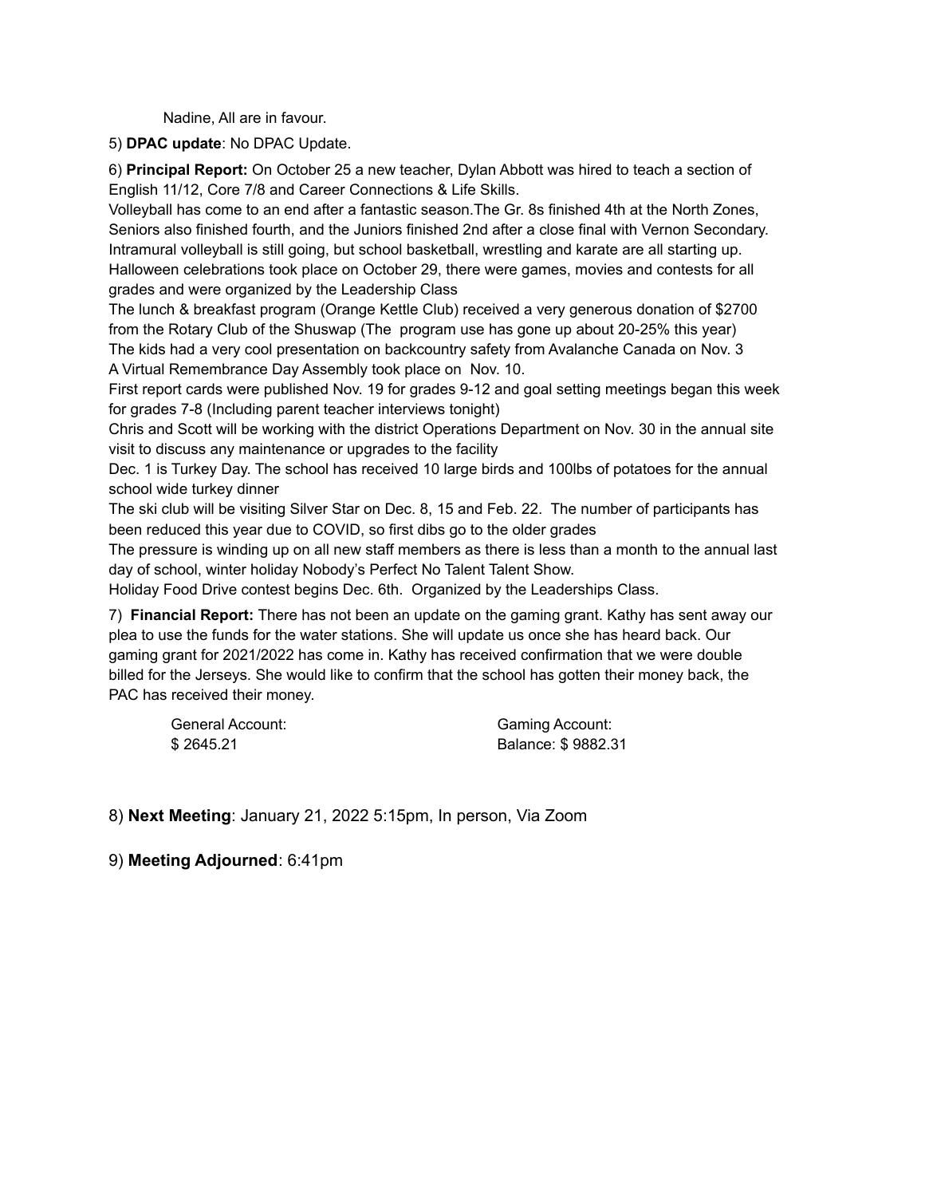Nadine, All are in favour.

5) **DPAC update**: No DPAC Update.

6) **Principal Report:** On October 25 a new teacher, Dylan Abbott was hired to teach a section of English 11/12, Core 7/8 and Career Connections & Life Skills.
Volleyball has come to an end after a fantastic season.The Gr. 8s finished 4th at the North Zones, Seniors also finished fourth, and the Juniors finished 2nd after a close final with Vernon Secondary. Intramural volleyball is still going, but school basketball, wrestling and karate are all starting up.
Halloween celebrations took place on October 29, there were games, movies and contests for all grades and were organized by the Leadership Class
The lunch & breakfast program (Orange Kettle Club) received a very generous donation of $2700 from the Rotary Club of the Shuswap (The program use has gone up about 20-25% this year)
The kids had a very cool presentation on backcountry safety from Avalanche Canada on Nov. 3
A Virtual Remembrance Day Assembly took place on Nov. 10.
First report cards were published Nov. 19 for grades 9-12 and goal setting meetings began this week for grades 7-8 (Including parent teacher interviews tonight)
Chris and Scott will be working with the district Operations Department on Nov. 30 in the annual site visit to discuss any maintenance or upgrades to the facility
Dec. 1 is Turkey Day. The school has received 10 large birds and 100lbs of potatoes for the annual school wide turkey dinner
The ski club will be visiting Silver Star on Dec. 8, 15 and Feb. 22. The number of participants has been reduced this year due to COVID, so first dibs go to the older grades
The pressure is winding up on all new staff members as there is less than a month to the annual last day of school, winter holiday Nobody's Perfect No Talent Talent Show.
Holiday Food Drive contest begins Dec. 6th. Organized by the Leaderships Class.

7) **Financial Report:** There has not been an update on the gaming grant. Kathy has sent away our plea to use the funds for the water stations. She will update us once she has heard back. Our gaming grant for 2021/2022 has come in. Kathy has received confirmation that we were double billed for the Jerseys. She would like to confirm that the school has gotten their money back, the PAC has received their money.

| General Account: | Gaming Account: |
|---|---|
| $ 2645.21 | Balance: $ 9882.31 |

8) **Next Meeting**: January 21, 2022 5:15pm, In person, Via Zoom

9) **Meeting Adjourned**: 6:41pm